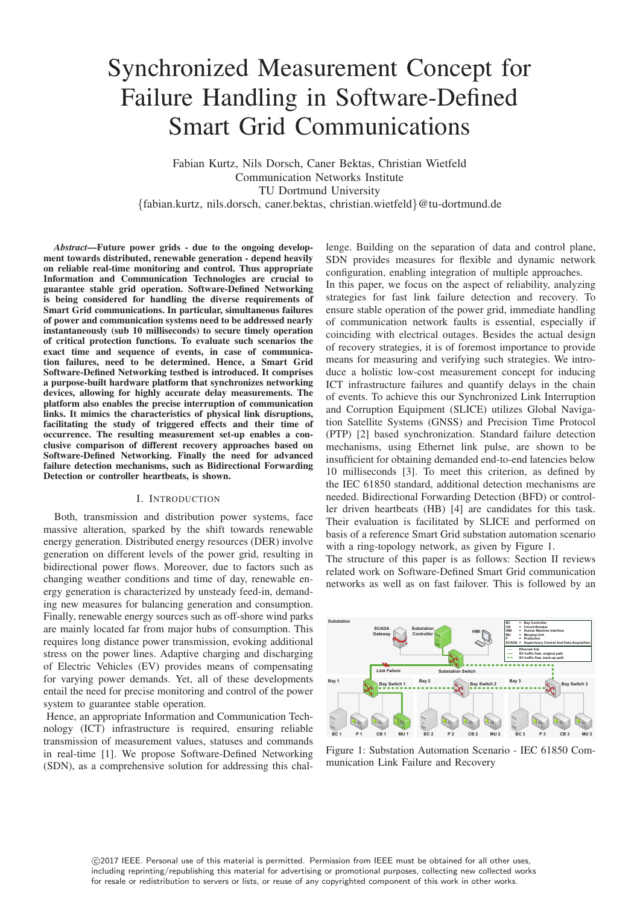# Synchronized Measurement Concept for Failure Handling in Software-Defined Smart Grid Communications

Fabian Kurtz, Nils Dorsch, Caner Bektas, Christian Wietfeld
Communication Networks Institute
TU Dortmund University
{fabian.kurtz, nils.dorsch, caner.bektas, christian.wietfeld}@tu-dortmund.de

***Abstract*—Future power grids - due to the ongoing development towards distributed, renewable generation - depend heavily on reliable real-time monitoring and control. Thus appropriate Information and Communication Technologies are crucial to guarantee stable grid operation. Software-Defined Networking is being considered for handling the diverse requirements of Smart Grid communications. In particular, simultaneous failures of power and communication systems need to be addressed nearly instantaneously (sub 10 milliseconds) to secure timely operation of critical protection functions. To evaluate such scenarios the exact time and sequence of events, in case of communication failures, need to be determined. Hence, a Smart Grid Software-Defined Networking testbed is introduced. It comprises a purpose-built hardware platform that synchronizes networking devices, allowing for highly accurate delay measurements. The platform also enables the precise interruption of communication links. It mimics the characteristics of physical link disruptions, facilitating the study of triggered effects and their time of occurrence. The resulting measurement set-up enables a conclusive comparison of different recovery approaches based on Software-Defined Networking. Finally the need for advanced failure detection mechanisms, such as Bidirectional Forwarding Detection or controller heartbeats, is shown.**

## I. Introduction

Both, transmission and distribution power systems, face massive alteration, sparked by the shift towards renewable energy generation. Distributed energy resources (DER) involve generation on different levels of the power grid, resulting in bidirectional power flows. Moreover, due to factors such as changing weather conditions and time of day, renewable energy generation is characterized by unsteady feed-in, demanding new measures for balancing generation and consumption. Finally, renewable energy sources such as off-shore wind parks are mainly located far from major hubs of consumption. This requires long distance power transmission, evoking additional stress on the power lines. Adaptive charging and discharging of Electric Vehicles (EV) provides means of compensating for varying power demands. Yet, all of these developments entail the need for precise monitoring and control of the power system to guarantee stable operation.

Hence, an appropriate Information and Communication Technology (ICT) infrastructure is required, ensuring reliable transmission of measurement values, statuses and commands in real-time [1]. We propose Software-Defined Networking (SDN), as a comprehensive solution for addressing this challenge. Building on the separation of data and control plane, SDN provides measures for flexible and dynamic network configuration, enabling integration of multiple approaches.

In this paper, we focus on the aspect of reliability, analyzing strategies for fast link failure detection and recovery. To ensure stable operation of the power grid, immediate handling of communication network faults is essential, especially if coinciding with electrical outages. Besides the actual design of recovery strategies, it is of foremost importance to provide means for measuring and verifying such strategies. We introduce a holistic low-cost measurement concept for inducing ICT infrastructure failures and quantify delays in the chain of events. To achieve this our Synchronized Link Interruption and Corruption Equipment (SLICE) utilizes Global Navigation Satellite Systems (GNSS) and Precision Time Protocol (PTP) [2] based synchronization. Standard failure detection mechanisms, using Ethernet link pulse, are shown to be insufficient for obtaining demanded end-to-end latencies below 10 milliseconds [3]. To meet this criterion, as defined by the IEC 61850 standard, additional detection mechanisms are needed. Bidirectional Forwarding Detection (BFD) or controller driven heartbeats (HB) [4] are candidates for this task. Their evaluation is facilitated by SLICE and performed on basis of a reference Smart Grid substation automation scenario with a ring-topology network, as given by Figure 1.

The structure of this paper is as follows: Section II reviews related work on Software-Defined Smart Grid communication networks as well as on fast failover. This is followed by an

Figure 1: Substation Automation Scenario - IEC 61850 Communication Link Failure and Recovery

©2017 IEEE. Personal use of this material is permitted. Permission from IEEE must be obtained for all other uses, including reprinting/republishing this material for advertising or promotional purposes, collecting new collected works for resale or redistribution to servers or lists, or reuse of any copyrighted component of this work in other works.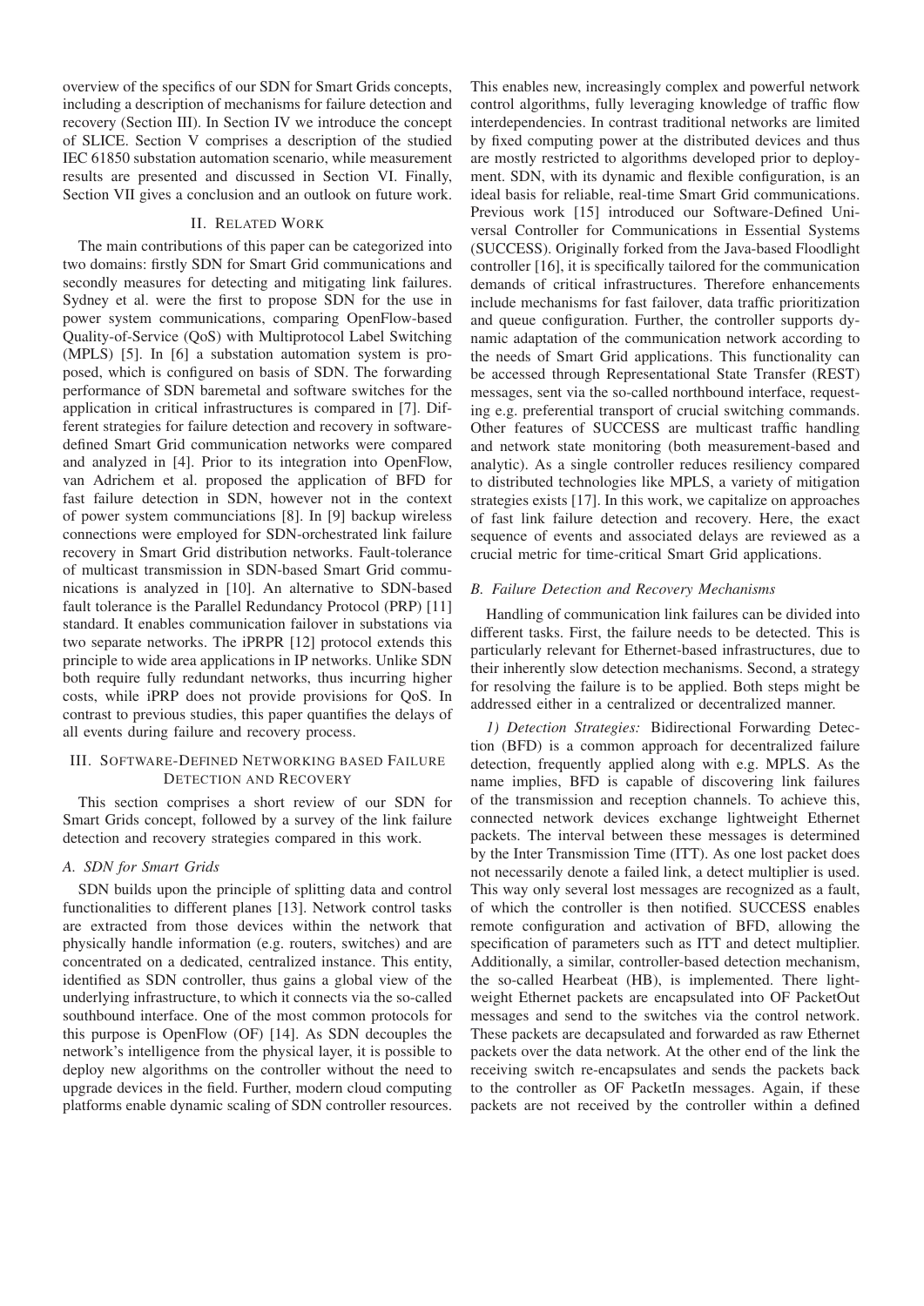overview of the specifics of our SDN for Smart Grids concepts, including a description of mechanisms for failure detection and recovery (Section III). In Section IV we introduce the concept of SLICE. Section V comprises a description of the studied IEC 61850 substation automation scenario, while measurement results are presented and discussed in Section VI. Finally, Section VII gives a conclusion and an outlook on future work.

## II. Related Work

The main contributions of this paper can be categorized into two domains: firstly SDN for Smart Grid communications and secondly measures for detecting and mitigating link failures. Sydney et al. were the first to propose SDN for the use in power system communications, comparing OpenFlow-based Quality-of-Service (QoS) with Multiprotocol Label Switching (MPLS) [5]. In [6] a substation automation system is proposed, which is configured on basis of SDN. The forwarding performance of SDN baremetal and software switches for the application in critical infrastructures is compared in [7]. Different strategies for failure detection and recovery in software-defined Smart Grid communication networks were compared and analyzed in [4]. Prior to its integration into OpenFlow, van Adrichem et al. proposed the application of BFD for fast failure detection in SDN, however not in the context of power system communciations [8]. In [9] backup wireless connections were employed for SDN-orchestrated link failure recovery in Smart Grid distribution networks. Fault-tolerance of multicast transmission in SDN-based Smart Grid communications is analyzed in [10]. An alternative to SDN-based fault tolerance is the Parallel Redundancy Protocol (PRP) [11] standard. It enables communication failover in substations via two separate networks. The iPRPR [12] protocol extends this principle to wide area applications in IP networks. Unlike SDN both require fully redundant networks, thus incurring higher costs, while iPRP does not provide provisions for QoS. In contrast to previous studies, this paper quantifies the delays of all events during failure and recovery process.

## III. Software-Defined Networking based Failure Detection and Recovery

This section comprises a short review of our SDN for Smart Grids concept, followed by a survey of the link failure detection and recovery strategies compared in this work.

### A. SDN for Smart Grids

SDN builds upon the principle of splitting data and control functionalities to different planes [13]. Network control tasks are extracted from those devices within the network that physically handle information (e.g. routers, switches) and are concentrated on a dedicated, centralized instance. This entity, identified as SDN controller, thus gains a global view of the underlying infrastructure, to which it connects via the so-called southbound interface. One of the most common protocols for this purpose is OpenFlow (OF) [14]. As SDN decouples the network's intelligence from the physical layer, it is possible to deploy new algorithms on the controller without the need to upgrade devices in the field. Further, modern cloud computing platforms enable dynamic scaling of SDN controller resources. This enables new, increasingly complex and powerful network control algorithms, fully leveraging knowledge of traffic flow interdependencies. In contrast traditional networks are limited by fixed computing power at the distributed devices and thus are mostly restricted to algorithms developed prior to deployment. SDN, with its dynamic and flexible configuration, is an ideal basis for reliable, real-time Smart Grid communications. Previous work [15] introduced our Software-Defined Universal Controller for Communications in Essential Systems (SUCCESS). Originally forked from the Java-based Floodlight controller [16], it is specifically tailored for the communication demands of critical infrastructures. Therefore enhancements include mechanisms for fast failover, data traffic prioritization and queue configuration. Further, the controller supports dynamic adaptation of the communication network according to the needs of Smart Grid applications. This functionality can be accessed through Representational State Transfer (REST) messages, sent via the so-called northbound interface, requesting e.g. preferential transport of crucial switching commands. Other features of SUCCESS are multicast traffic handling and network state monitoring (both measurement-based and analytic). As a single controller reduces resiliency compared to distributed technologies like MPLS, a variety of mitigation strategies exists [17]. In this work, we capitalize on approaches of fast link failure detection and recovery. Here, the exact sequence of events and associated delays are reviewed as a crucial metric for time-critical Smart Grid applications.

### B. Failure Detection and Recovery Mechanisms

Handling of communication link failures can be divided into different tasks. First, the failure needs to be detected. This is particularly relevant for Ethernet-based infrastructures, due to their inherently slow detection mechanisms. Second, a strategy for resolving the failure is to be applied. Both steps might be addressed either in a centralized or decentralized manner.

*1) Detection Strategies:* Bidirectional Forwarding Detection (BFD) is a common approach for decentralized failure detection, frequently applied along with e.g. MPLS. As the name implies, BFD is capable of discovering link failures of the transmission and reception channels. To achieve this, connected network devices exchange lightweight Ethernet packets. The interval between these messages is determined by the Inter Transmission Time (ITT). As one lost packet does not necessarily denote a failed link, a detect multiplier is used. This way only several lost messages are recognized as a fault, of which the controller is then notified. SUCCESS enables remote configuration and activation of BFD, allowing the specification of parameters such as ITT and detect multiplier. Additionally, a similar, controller-based detection mechanism, the so-called Hearbeat (HB), is implemented. There lightweight Ethernet packets are encapsulated into OF PacketOut messages and send to the switches via the control network. These packets are decapsulated and forwarded as raw Ethernet packets over the data network. At the other end of the link the receiving switch re-encapsulates and sends the packets back to the controller as OF PacketIn messages. Again, if these packets are not received by the controller within a defined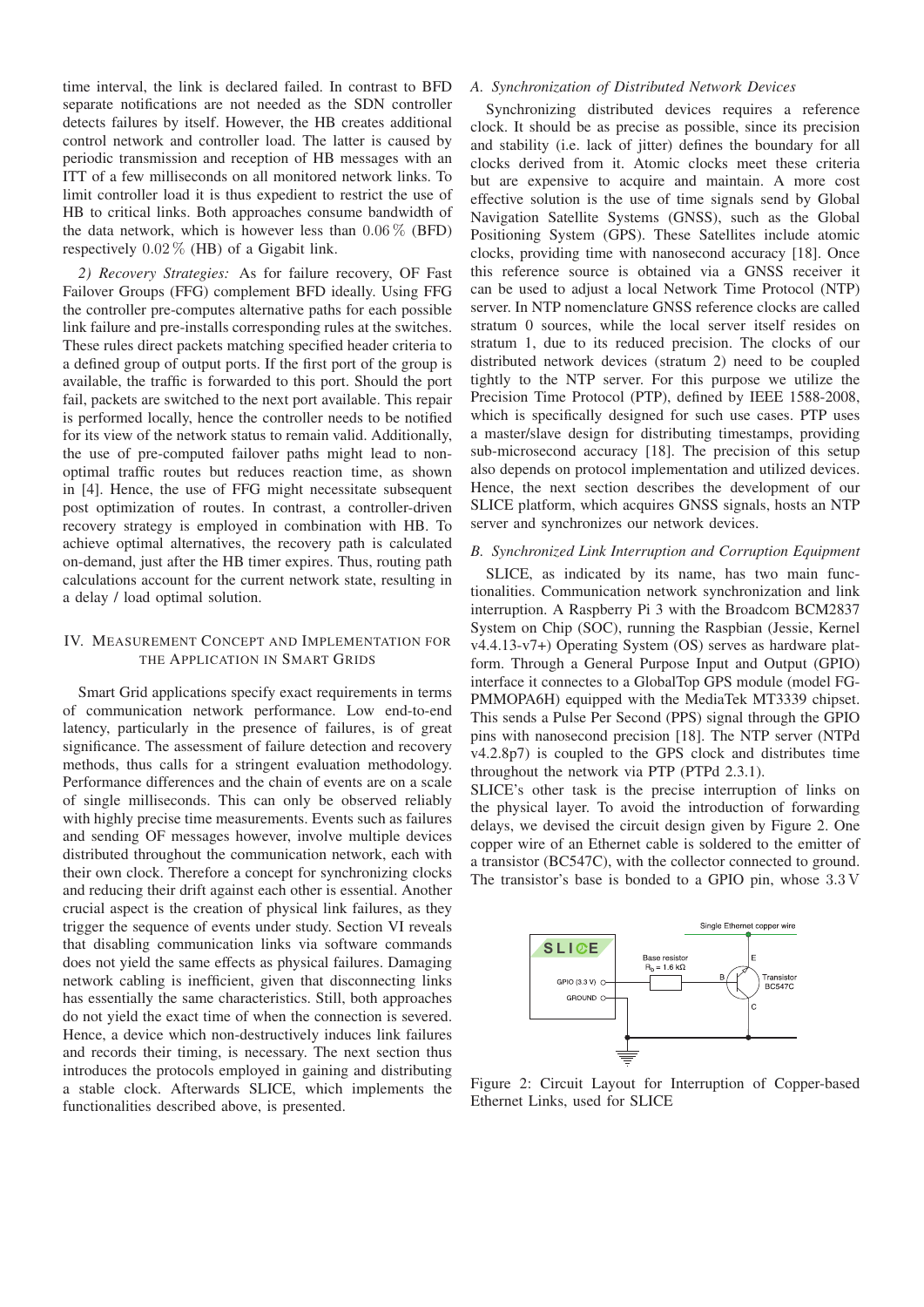time interval, the link is declared failed. In contrast to BFD separate notifications are not needed as the SDN controller detects failures by itself. However, the HB creates additional control network and controller load. The latter is caused by periodic transmission and reception of HB messages with an ITT of a few milliseconds on all monitored network links. To limit controller load it is thus expedient to restrict the use of HB to critical links. Both approaches consume bandwidth of the data network, which is however less than $0.06\,\%$ (BFD) respectively $0.02\,\%$ (HB) of a Gigabit link.

*2) Recovery Strategies:* As for failure recovery, OF Fast Failover Groups (FFG) complement BFD ideally. Using FFG the controller pre-computes alternative paths for each possible link failure and pre-installs corresponding rules at the switches. These rules direct packets matching specified header criteria to a defined group of output ports. If the first port of the group is available, the traffic is forwarded to this port. Should the port fail, packets are switched to the next port available. This repair is performed locally, hence the controller needs to be notified for its view of the network status to remain valid. Additionally, the use of pre-computed failover paths might lead to non-optimal traffic routes but reduces reaction time, as shown in [4]. Hence, the use of FFG might necessitate subsequent post optimization of routes. In contrast, a controller-driven recovery strategy is employed in combination with HB. To achieve optimal alternatives, the recovery path is calculated on-demand, just after the HB timer expires. Thus, routing path calculations account for the current network state, resulting in a delay / load optimal solution.

## IV. Measurement Concept and Implementation for the Application in Smart Grids

Smart Grid applications specify exact requirements in terms of communication network performance. Low end-to-end latency, particularly in the presence of failures, is of great significance. The assessment of failure detection and recovery methods, thus calls for a stringent evaluation methodology. Performance differences and the chain of events are on a scale of single milliseconds. This can only be observed reliably with highly precise time measurements. Events such as failures and sending OF messages however, involve multiple devices distributed throughout the communication network, each with their own clock. Therefore a concept for synchronizing clocks and reducing their drift against each other is essential. Another crucial aspect is the creation of physical link failures, as they trigger the sequence of events under study. Section VI reveals that disabling communication links via software commands does not yield the same effects as physical failures. Damaging network cabling is inefficient, given that disconnecting links has essentially the same characteristics. Still, both approaches do not yield the exact time of when the connection is severed. Hence, a device which non-destructively induces link failures and records their timing, is necessary. The next section thus introduces the protocols employed in gaining and distributing a stable clock. Afterwards SLICE, which implements the functionalities described above, is presented.

### *A. Synchronization of Distributed Network Devices*

Synchronizing distributed devices requires a reference clock. It should be as precise as possible, since its precision and stability (i.e. lack of jitter) defines the boundary for all clocks derived from it. Atomic clocks meet these criteria but are expensive to acquire and maintain. A more cost effective solution is the use of time signals send by Global Navigation Satellite Systems (GNSS), such as the Global Positioning System (GPS). These Satellites include atomic clocks, providing time with nanosecond accuracy [18]. Once this reference source is obtained via a GNSS receiver it can be used to adjust a local Network Time Protocol (NTP) server. In NTP nomenclature GNSS reference clocks are called stratum 0 sources, while the local server itself resides on stratum 1, due to its reduced precision. The clocks of our distributed network devices (stratum 2) need to be coupled tightly to the NTP server. For this purpose we utilize the Precision Time Protocol (PTP), defined by IEEE 1588-2008, which is specifically designed for such use cases. PTP uses a master/slave design for distributing timestamps, providing sub-microsecond accuracy [18]. The precision of this setup also depends on protocol implementation and utilized devices. Hence, the next section describes the development of our SLICE platform, which acquires GNSS signals, hosts an NTP server and synchronizes our network devices.

### *B. Synchronized Link Interruption and Corruption Equipment*

SLICE, as indicated by its name, has two main functionalities. Communication network synchronization and link interruption. A Raspberry Pi 3 with the Broadcom BCM2837 System on Chip (SOC), running the Raspbian (Jessie, Kernel v4.4.13-v7+) Operating System (OS) serves as hardware platform. Through a General Purpose Input and Output (GPIO) interface it connectes to a GlobalTop GPS module (model FG-PMMOPA6H) equipped with the MediaTek MT3339 chipset. This sends a Pulse Per Second (PPS) signal through the GPIO pins with nanosecond precision [18]. The NTP server (NTPd v4.2.8p7) is coupled to the GPS clock and distributes time throughout the network via PTP (PTPd 2.3.1).

SLICE's other task is the precise interruption of links on the physical layer. To avoid the introduction of forwarding delays, we devised the circuit design given by Figure 2. One copper wire of an Ethernet cable is soldered to the emitter of a transistor (BC547C), with the collector connected to ground. The transistor's base is bonded to a GPIO pin, whose $3.3\,\mathrm{V}$

Figure 2: Circuit Layout for Interruption of Copper-based Ethernet Links, used for SLICE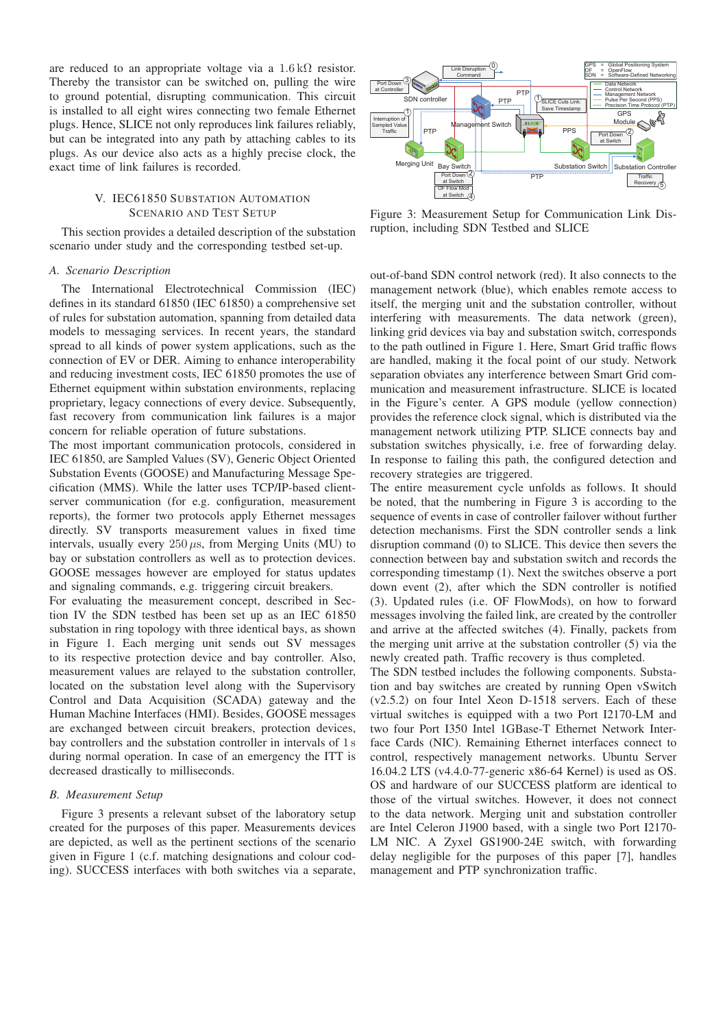are reduced to an appropriate voltage via a $1.6\,\text{k}\Omega$ resistor. Thereby the transistor can be switched on, pulling the wire to ground potential, disrupting communication. This circuit is installed to all eight wires connecting two female Ethernet plugs. Hence, SLICE not only reproduces link failures reliably, but can be integrated into any path by attaching cables to its plugs. As our device also acts as a highly precise clock, the exact time of link failures is recorded.

## V. IEC61850 Substation Automation Scenario and Test Setup

This section provides a detailed description of the substation scenario under study and the corresponding testbed set-up.

### A. Scenario Description

The International Electrotechnical Commission (IEC) defines in its standard 61850 (IEC 61850) a comprehensive set of rules for substation automation, spanning from detailed data models to messaging services. In recent years, the standard spread to all kinds of power system applications, such as the connection of EV or DER. Aiming to enhance interoperability and reducing investment costs, IEC 61850 promotes the use of Ethernet equipment within substation environments, replacing proprietary, legacy connections of every device. Subsequently, fast recovery from communication link failures is a major concern for reliable operation of future substations.

The most important communication protocols, considered in IEC 61850, are Sampled Values (SV), Generic Object Oriented Substation Events (GOOSE) and Manufacturing Message Specification (MMS). While the latter uses TCP/IP-based client-server communication (for e.g. configuration, measurement reports), the former two protocols apply Ethernet messages directly. SV transports measurement values in fixed time intervals, usually every $250\,\mu\text{s}$, from Merging Units (MU) to bay or substation controllers as well as to protection devices. GOOSE messages however are employed for status updates and signaling commands, e.g. triggering circuit breakers.

For evaluating the measurement concept, described in Section IV the SDN testbed has been set up as an IEC 61850 substation in ring topology with three identical bays, as shown in Figure 1. Each merging unit sends out SV messages to its respective protection device and bay controller. Also, measurement values are relayed to the substation controller, located on the substation level along with the Supervisory Control and Data Acquisition (SCADA) gateway and the Human Machine Interfaces (HMI). Besides, GOOSE messages are exchanged between circuit breakers, protection devices, bay controllers and the substation controller in intervals of $1\,\text{s}$ during normal operation. In case of an emergency the ITT is decreased drastically to milliseconds.

### B. Measurement Setup

Figure 3 presents a relevant subset of the laboratory setup created for the purposes of this paper. Measurements devices are depicted, as well as the pertinent sections of the scenario given in Figure 1 (c.f. matching designations and colour coding). SUCCESS interfaces with both switches via a separate, out-of-band SDN control network (red). It also connects to the management network (blue), which enables remote access to itself, the merging unit and the substation controller, without interfering with measurements. The data network (green), linking grid devices via bay and substation switch, corresponds to the path outlined in Figure 1. Here, Smart Grid traffic flows are handled, making it the focal point of our study. Network separation obviates any interference between Smart Grid communication and measurement infrastructure. SLICE is located in the Figure's center. A GPS module (yellow connection) provides the reference clock signal, which is distributed via the management network utilizing PTP. SLICE connects bay and substation switches physically, i.e. free of forwarding delay. In response to failing this path, the configured detection and recovery strategies are triggered.

Figure 3: Measurement Setup for Communication Link Disruption, including SDN Testbed and SLICE

The entire measurement cycle unfolds as follows. It should be noted, that the numbering in Figure 3 is according to the sequence of events in case of controller failover without further detection mechanisms. First the SDN controller sends a link disruption command (0) to SLICE. This device then severs the connection between bay and substation switch and records the corresponding timestamp (1). Next the switches observe a port down event (2), after which the SDN controller is notified (3). Updated rules (i.e. OF FlowMods), on how to forward messages involving the failed link, are created by the controller and arrive at the affected switches (4). Finally, packets from the merging unit arrive at the substation controller (5) via the newly created path. Traffic recovery is thus completed.

The SDN testbed includes the following components. Substation and bay switches are created by running Open vSwitch (v2.5.2) on four Intel Xeon D-1518 servers. Each of these virtual switches is equipped with a two Port I2170-LM and two four Port I350 Intel 1GBase-T Ethernet Network Interface Cards (NIC). Remaining Ethernet interfaces connect to control, respectively management networks. Ubuntu Server 16.04.2 LTS (v4.4.0-77-generic x86-64 Kernel) is used as OS. OS and hardware of our SUCCESS platform are identical to those of the virtual switches. However, it does not connect to the data network. Merging unit and substation controller are Intel Celeron J1900 based, with a single two Port I2170-LM NIC. A Zyxel GS1900-24E switch, with forwarding delay negligible for the purposes of this paper [7], handles management and PTP synchronization traffic.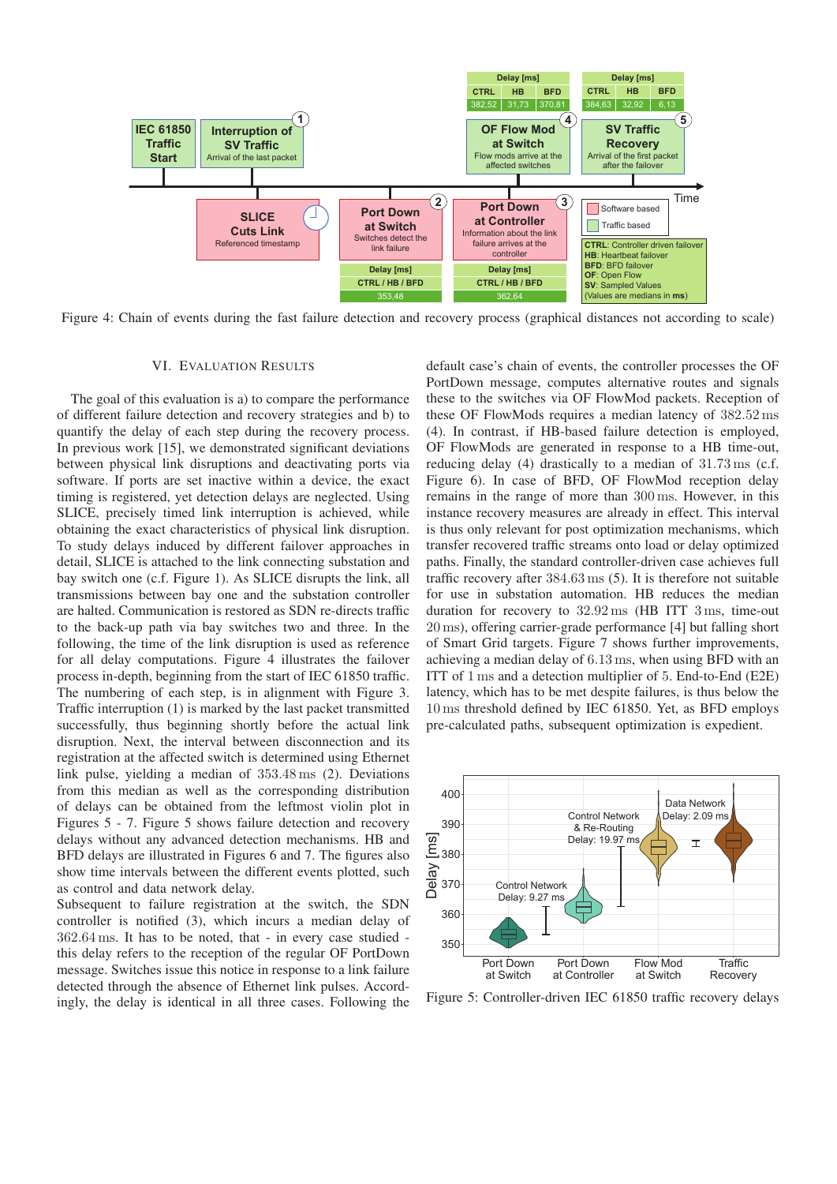Figure 4: Chain of events during the fast failure detection and recovery process (graphical distances not according to scale)

## VI. Evaluation Results

The goal of this evaluation is a) to compare the performance of different failure detection and recovery strategies and b) to quantify the delay of each step during the recovery process. In previous work [15], we demonstrated significant deviations between physical link disruptions and deactivating ports via software. If ports are set inactive within a device, the exact timing is registered, yet detection delays are neglected. Using SLICE, precisely timed link interruption is achieved, while obtaining the exact characteristics of physical link disruption. To study delays induced by different failover approaches in detail, SLICE is attached to the link connecting substation and bay switch one (c.f. Figure 1). As SLICE disrupts the link, all transmissions between bay one and the substation controller are halted. Communication is restored as SDN re-directs traffic to the back-up path via bay switches two and three. In the following, the time of the link disruption is used as reference for all delay computations. Figure 4 illustrates the failover process in-depth, beginning from the start of IEC 61850 traffic. The numbering of each step, is in alignment with Figure 3. Traffic interruption (1) is marked by the last packet transmitted successfully, thus beginning shortly before the actual link disruption. Next, the interval between disconnection and its registration at the affected switch is determined using Ethernet link pulse, yielding a median of 353.48 ms (2). Deviations from this median as well as the corresponding distribution of delays can be obtained from the leftmost violin plot in Figures 5 - 7. Figure 5 shows failure detection and recovery delays without any advanced detection mechanisms. HB and BFD delays are illustrated in Figures 6 and 7. The figures also show time intervals between the different events plotted, such as control and data network delay.
Subsequent to failure registration at the switch, the SDN controller is notified (3), which incurs a median delay of 362.64 ms. It has to be noted, that - in every case studied - this delay refers to the reception of the regular OF PortDown message. Switches issue this notice in response to a link failure detected through the absence of Ethernet link pulses. Accordingly, the delay is identical in all three cases. Following the default case's chain of events, the controller processes the OF PortDown message, computes alternative routes and signals these to the switches via OF FlowMod packets. Reception of these OF FlowMods requires a median latency of 382.52 ms (4). In contrast, if HB-based failure detection is employed, OF FlowMods are generated in response to a HB time-out, reducing delay (4) drastically to a median of 31.73 ms (c.f. Figure 6). In case of BFD, OF FlowMod reception delay remains in the range of more than 300 ms. However, in this instance recovery measures are already in effect. This interval is thus only relevant for post optimization mechanisms, which transfer recovered traffic streams onto load or delay optimized paths. Finally, the standard controller-driven case achieves full traffic recovery after 384.63 ms (5). It is therefore not suitable for use in substation automation. HB reduces the median duration for recovery to 32.92 ms (HB ITT 3 ms, time-out 20 ms), offering carrier-grade performance [4] but falling short of Smart Grid targets. Figure 7 shows further improvements, achieving a median delay of 6.13 ms, when using BFD with an ITT of 1 ms and a detection multiplier of 5. End-to-End (E2E) latency, which has to be met despite failures, is thus below the 10 ms threshold defined by IEC 61850. Yet, as BFD employs pre-calculated paths, subsequent optimization is expedient.

Figure 5: Controller-driven IEC 61850 traffic recovery delays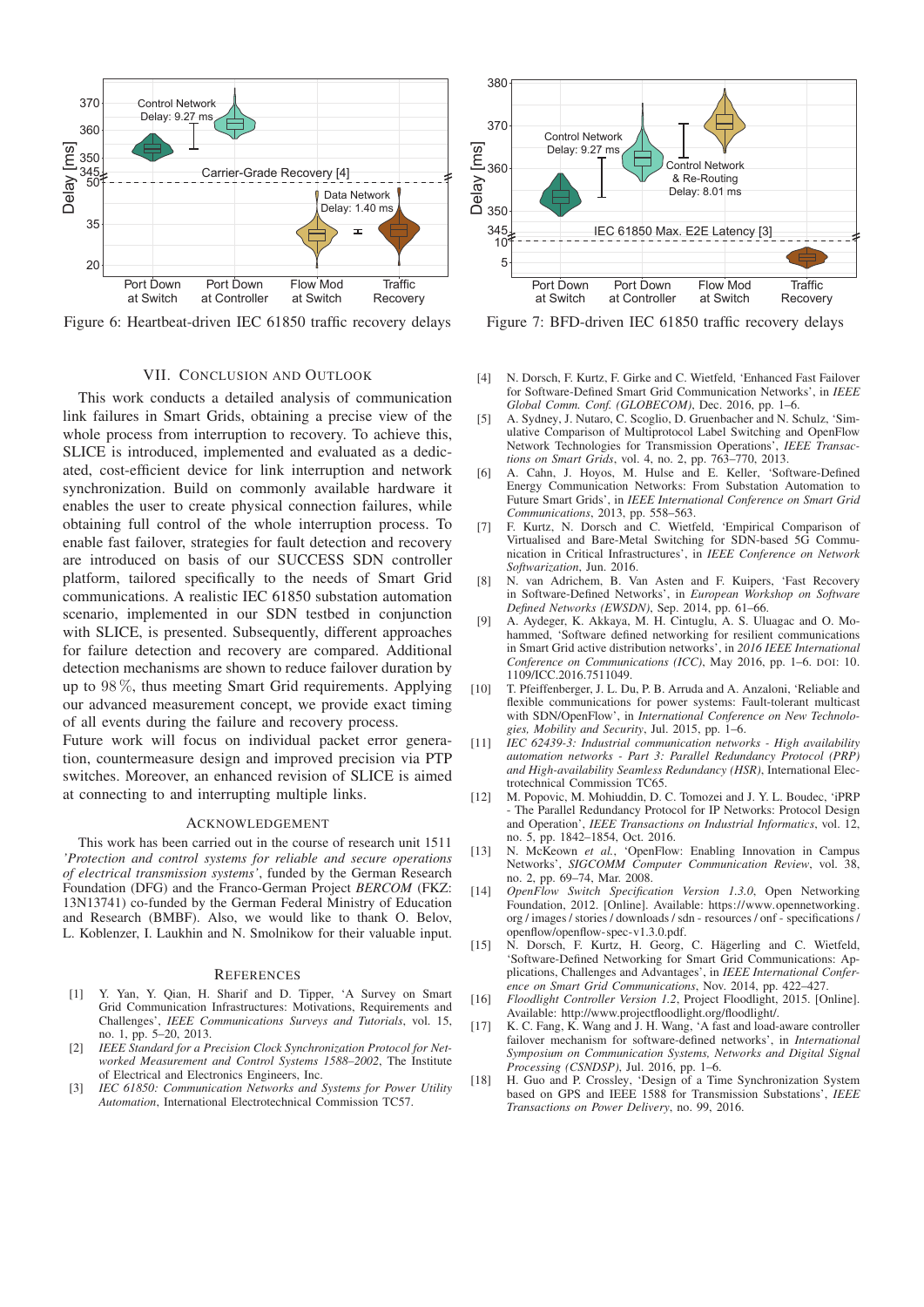Control Network
Delay: 9.27 ms
370
360
350
345
50
35
20
Delay [ms]
Carrier-Grade Recovery [4]
Data Network
Delay: 1.40 ms
Port Down at Switch
Port Down at Controller
Flow Mod at Switch
Traffic Recovery

Figure 6: Heartbeat-driven IEC 61850 traffic recovery delays

380
370
360
350
345
10
5
Delay [ms]
Control Network
Delay: 9.27 ms
Control Network & Re-Routing
Delay: 8.01 ms
IEC 61850 Max. E2E Latency [3]
Port Down at Switch
Port Down at Controller
Flow Mod at Switch
Traffic Recovery

Figure 7: BFD-driven IEC 61850 traffic recovery delays

## VII. Conclusion and Outlook

This work conducts a detailed analysis of communication link failures in Smart Grids, obtaining a precise view of the whole process from interruption to recovery. To achieve this, SLICE is introduced, implemented and evaluated as a dedicated, cost-efficient device for link interruption and network synchronization. Build on commonly available hardware it enables the user to create physical connection failures, while obtaining full control of the whole interruption process. To enable fast failover, strategies for fault detection and recovery are introduced on basis of our SUCCESS SDN controller platform, tailored specifically to the needs of Smart Grid communications. A realistic IEC 61850 substation automation scenario, implemented in our SDN testbed in conjunction with SLICE, is presented. Subsequently, different approaches for failure detection and recovery are compared. Additional detection mechanisms are shown to reduce failover duration by up to 98 %, thus meeting Smart Grid requirements. Applying our advanced measurement concept, we provide exact timing of all events during the failure and recovery process.

Future work will focus on individual packet error generation, countermeasure design and improved precision via PTP switches. Moreover, an enhanced revision of SLICE is aimed at connecting to and interrupting multiple links.

## Acknowledgement

This work has been carried out in the course of research unit 1511 *'Protection and control systems for reliable and secure operations of electrical transmission systems'*, funded by the German Research Foundation (DFG) and the Franco-German Project *BERCOM* (FKZ: 13N13741) co-funded by the German Federal Ministry of Education and Research (BMBF). Also, we would like to thank O. Belov, L. Koblenzer, I. Laukhin and N. Smolnikow for their valuable input.

## References

[1] Y. Yan, Y. Qian, H. Sharif and D. Tipper, 'A Survey on Smart Grid Communication Infrastructures: Motivations, Requirements and Challenges', *IEEE Communications Surveys and Tutorials*, vol. 15, no. 1, pp. 5–20, 2013.

[2] *IEEE Standard for a Precision Clock Synchronization Protocol for Networked Measurement and Control Systems 1588–2002*, The Institute of Electrical and Electronics Engineers, Inc.

[3] *IEC 61850: Communication Networks and Systems for Power Utility Automation*, International Electrotechnical Commission TC57.

[4] N. Dorsch, F. Kurtz, F. Girke and C. Wietfeld, 'Enhanced Fast Failover for Software-Defined Smart Grid Communication Networks', in *IEEE Global Comm. Conf. (GLOBECOM)*, Dec. 2016, pp. 1–6.

[5] A. Sydney, J. Nutaro, C. Scoglio, D. Gruenbacher and N. Schulz, 'Simulative Comparison of Multiprotocol Label Switching and OpenFlow Network Technologies for Transmission Operations', *IEEE Transactions on Smart Grids*, vol. 4, no. 2, pp. 763–770, 2013.

[6] A. Cahn, J. Hoyos, M. Hulse and E. Keller, 'Software-Defined Energy Communication Networks: From Substation Automation to Future Smart Grids', in *IEEE International Conference on Smart Grid Communications*, 2013, pp. 558–563.

[7] F. Kurtz, N. Dorsch and C. Wietfeld, 'Empirical Comparison of Virtualised and Bare-Metal Switching for SDN-based 5G Communication in Critical Infrastructures', in *IEEE Conference on Network Softwarization*, Jun. 2016.

[8] N. van Adrichem, B. Van Asten and F. Kuipers, 'Fast Recovery in Software-Defined Networks', in *European Workshop on Software Defined Networks (EWSDN)*, Sep. 2014, pp. 61–66.

[9] A. Aydeger, K. Akkaya, M. H. Cintuglu, A. S. Uluagac and O. Mohammed, 'Software defined networking for resilient communications in Smart Grid active distribution networks', in *2016 IEEE International Conference on Communications (ICC)*, May 2016, pp. 1–6. DOI: 10.1109/ICC.2016.7511049.

[10] T. Pfeiffenberger, J. L. Du, P. B. Arruda and A. Anzaloni, 'Reliable and flexible communications for power systems: Fault-tolerant multicast with SDN/OpenFlow', in *International Conference on New Technologies, Mobility and Security*, Jul. 2015, pp. 1–6.

[11] *IEC 62439-3: Industrial communication networks - High availability automation networks - Part 3: Parallel Redundancy Protocol (PRP) and High-availability Seamless Redundancy (HSR)*, International Electrotechnical Commission TC65.

[12] M. Popovic, M. Mohiuddin, D. C. Tomozei and J. Y. L. Boudec, 'iPRP - The Parallel Redundancy Protocol for IP Networks: Protocol Design and Operation', *IEEE Transactions on Industrial Informatics*, vol. 12, no. 5, pp. 1842–1854, Oct. 2016.

[13] N. McKeown *et al.*, 'OpenFlow: Enabling Innovation in Campus Networks', *SIGCOMM Computer Communication Review*, vol. 38, no. 2, pp. 69–74, Mar. 2008.

[14] *OpenFlow Switch Specification Version 1.3.0*, Open Networking Foundation, 2012. [Online]. Available: https://www.opennetworking.org/images/stories/downloads/sdn-resources/onf-specifications/openflow/openflow-spec-v1.3.0.pdf.

[15] N. Dorsch, F. Kurtz, H. Georg, C. Hägerling and C. Wietfeld, 'Software-Defined Networking for Smart Grid Communications: Applications, Challenges and Advantages', in *IEEE International Conference on Smart Grid Communications*, Nov. 2014, pp. 422–427.

[16] *Floodlight Controller Version 1.2*, Project Floodlight, 2015. [Online]. Available: http://www.projectfloodlight.org/floodlight/.

[17] K. C. Fang, K. Wang and J. H. Wang, 'A fast and load-aware controller failover mechanism for software-defined networks', in *International Symposium on Communication Systems, Networks and Digital Signal Processing (CSNDSP)*, Jul. 2016, pp. 1–6.

[18] H. Guo and P. Crossley, 'Design of a Time Synchronization System based on GPS and IEEE 1588 for Transmission Substations', *IEEE Transactions on Power Delivery*, no. 99, 2016.